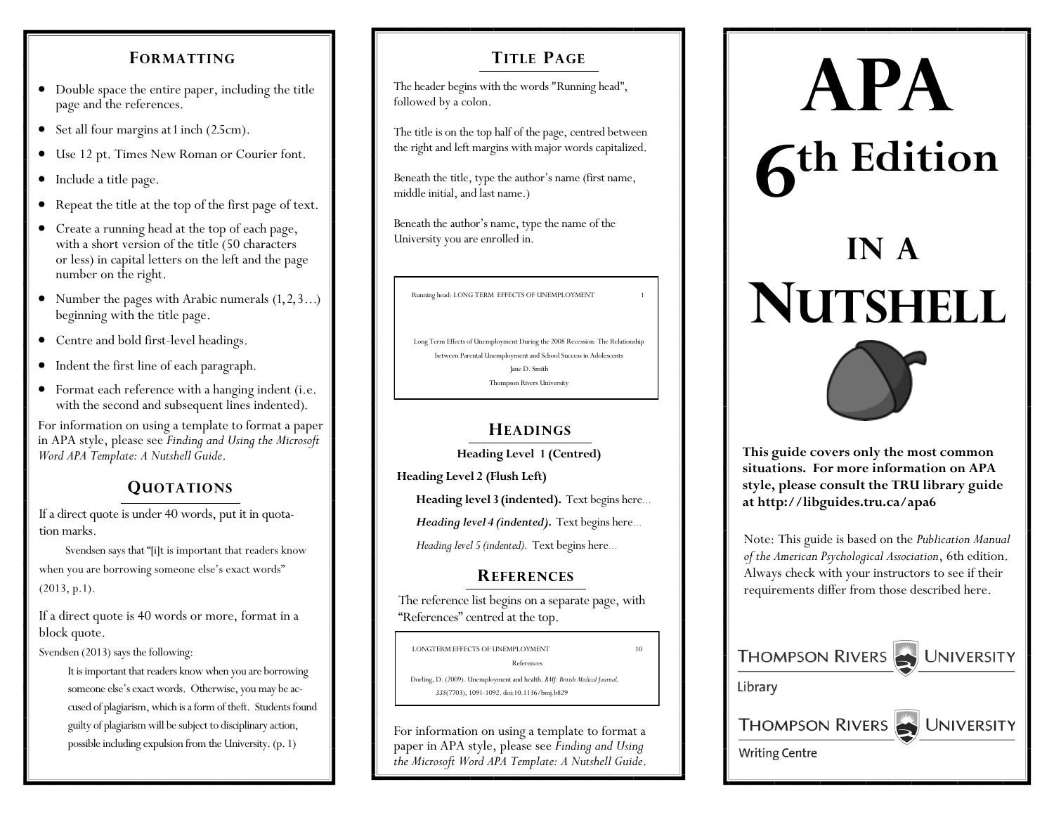## Formatting

- Double space the entire paper, including the title page and the references.
- Set all four margins at 1 inch (2.5cm).
- Use 12 pt. Times New Roman or Courier font.
- Include a title page.
- Repeat the title at the top of the first page of text.
- Create a running head at the top of each page, with a short version of the title (50 characters or less) in capital letters on the left and the page number on the right.
- Number the pages with Arabic numerals (1, 2, 3…) beginning with the title page.
- Centre and bold first-level headings.
- Indent the first line of each paragraph.
- Format each reference with a hanging indent (i.e. with the second and subsequent lines indented).

For information on using a template to format a paper in APA style, please see *Finding and Using the Microsoft Word APA Template: A Nutshell Guide*.

## Quotations

If a direct quote is under 40 words, put it in quotation marks.

> Svendsen says that "[i]t is important that readers know when you are borrowing someone else's exact words" (2013, p.1).

If a direct quote is 40 words or more, format in a block quote.

Svendsen (2013) says the following:

> It is important that readers know when you are borrowing someone else's exact words. Otherwise, you may be accused of plagiarism, which is a form of theft. Students found guilty of plagiarism will be subject to disciplinary action, possible including expulsion from the University. (p. 1)

## Title Page

The header begins with the words "Running head", followed by a colon.

The title is on the top half of the page, centred between the right and left margins with major words capitalized.

Beneath the title, type the author's name (first name, middle initial, and last name.)

Beneath the author's name, type the name of the University you are enrolled in.

```
Running head: LONG TERM  EFFECTS OF UNEMPLOYMENT                    1

Long Term Effects of Unemployment During the 2008 Recession: The Relationship
between Parental Unemployment and School Success in Adolescents
Jane D. Smith
Thompson Rivers University
```

## Headings

**Heading Level 1 (Centred)**

**Heading Level 2 (Flush Left)**

**Heading level 3 (indented).** Text begins here…

***Heading level 4 (indented).*** Text begins here…

*Heading level 5 (indented).* Text begins here…

## References

The reference list begins on a separate page, with "References" centred at the top.

```
LONGTERM EFFECTS OF UNEMPLOYMENT                    10
References
Dorling, D. (2009). Unemployment and health. BMJ: British Medical Journal,
     338(7703), 1091-1092. doi:10.1136/bmj.b829
```

For information on using a template to format a paper in APA style, please see *Finding and Using the Microsoft Word APA Template: A Nutshell Guide*.

# APA 6th Edition in a Nutshell

**This guide covers only the most common situations. For more information on APA style, please consult the TRU library guide at http://libguides.tru.ca/apa6**

Note: This guide is based on the *Publication Manual of the American Psychological Association*, 6th edition. Always check with your instructors to see if their requirements differ from those described here.

Thompson Rivers University Library

Thompson Rivers University Writing Centre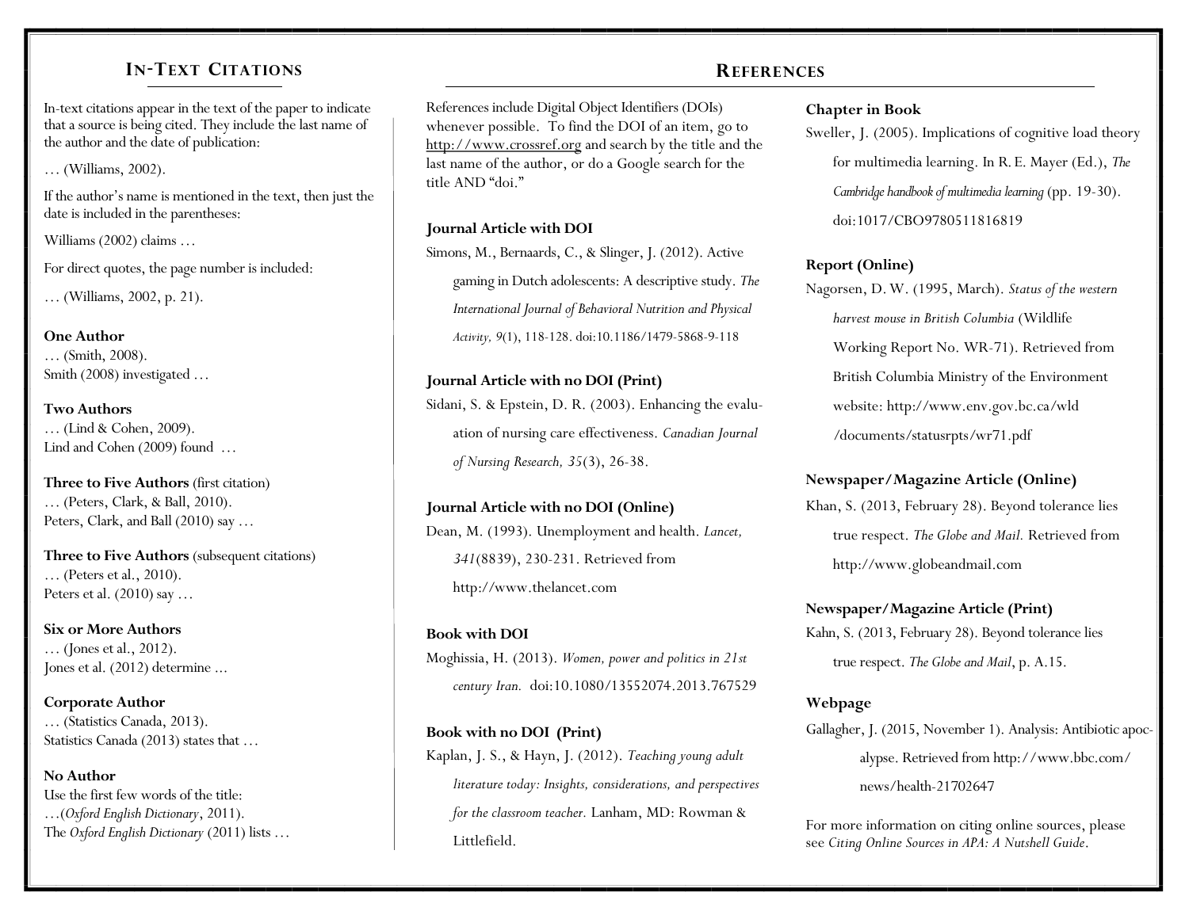## In-Text Citations

In-text citations appear in the text of the paper to indicate that a source is being cited. They include the last name of the author and the date of publication:

… (Williams, 2002).

If the author's name is mentioned in the text, then just the date is included in the parentheses:

Williams (2002) claims …

For direct quotes, the page number is included:

… (Williams, 2002, p. 21).

**One Author**
… (Smith, 2008).
Smith (2008) investigated …

**Two Authors**
… (Lind & Cohen, 2009).
Lind and Cohen (2009) found …

**Three to Five Authors** (first citation)
… (Peters, Clark, & Ball, 2010).
Peters, Clark, and Ball (2010) say …

**Three to Five Authors** (subsequent citations)
… (Peters et al., 2010).
Peters et al. (2010) say …

**Six or More Authors**
… (Jones et al., 2012).
Jones et al. (2012) determine …

**Corporate Author**
… (Statistics Canada, 2013).
Statistics Canada (2013) states that …

**No Author**
Use the first few words of the title:
…(*Oxford English Dictionary*, 2011).
The *Oxford English Dictionary* (2011) lists …

## References

References include Digital Object Identifiers (DOIs) whenever possible. To find the DOI of an item, go to http://www.crossref.org and search by the title and the last name of the author, or do a Google search for the title AND "doi."

**Journal Article with DOI**

Simons, M., Bernaards, C., & Slinger, J. (2012). Active gaming in Dutch adolescents: A descriptive study. *The International Journal of Behavioral Nutrition and Physical Activity, 9*(1), 118-128. doi:10.1186/1479-5868-9-118

**Journal Article with no DOI (Print)**

Sidani, S. & Epstein, D. R. (2003). Enhancing the evaluation of nursing care effectiveness. *Canadian Journal of Nursing Research, 35*(3), 26-38.

**Journal Article with no DOI (Online)**

Dean, M. (1993). Unemployment and health. *Lancet, 341*(8839), 230-231. Retrieved from http://www.thelancet.com

**Book with DOI**

Moghissia, H. (2013). *Women, power and politics in 21st century Iran.* doi:10.1080/13552074.2013.767529

**Book with no DOI (Print)**

Kaplan, J. S., & Hayn, J. (2012). *Teaching young adult literature today: Insights, considerations, and perspectives for the classroom teacher.* Lanham, MD: Rowman & Littlefield.

**Chapter in Book**

Sweller, J. (2005). Implications of cognitive load theory for multimedia learning. In R. E. Mayer (Ed.), *The Cambridge handbook of multimedia learning* (pp. 19-30). doi:1017/CBO9780511816819

**Report (Online)**

Nagorsen, D. W. (1995, March). *Status of the western harvest mouse in British Columbia* (Wildlife Working Report No. WR-71). Retrieved from British Columbia Ministry of the Environment website: http://www.env.gov.bc.ca/wld /documents/statusrpts/wr71.pdf

**Newspaper/Magazine Article (Online)**

Khan, S. (2013, February 28). Beyond tolerance lies true respect. *The Globe and Mail.* Retrieved from http://www.globeandmail.com

**Newspaper/Magazine Article (Print)**

Kahn, S. (2013, February 28). Beyond tolerance lies true respect. *The Globe and Mail*, p. A.15.

**Webpage**

Gallagher, J. (2015, November 1). Analysis: Antibiotic apocalypse. Retrieved from http://www.bbc.com/ news/health-21702647

For more information on citing online sources, please see *Citing Online Sources in APA: A Nutshell Guide*.